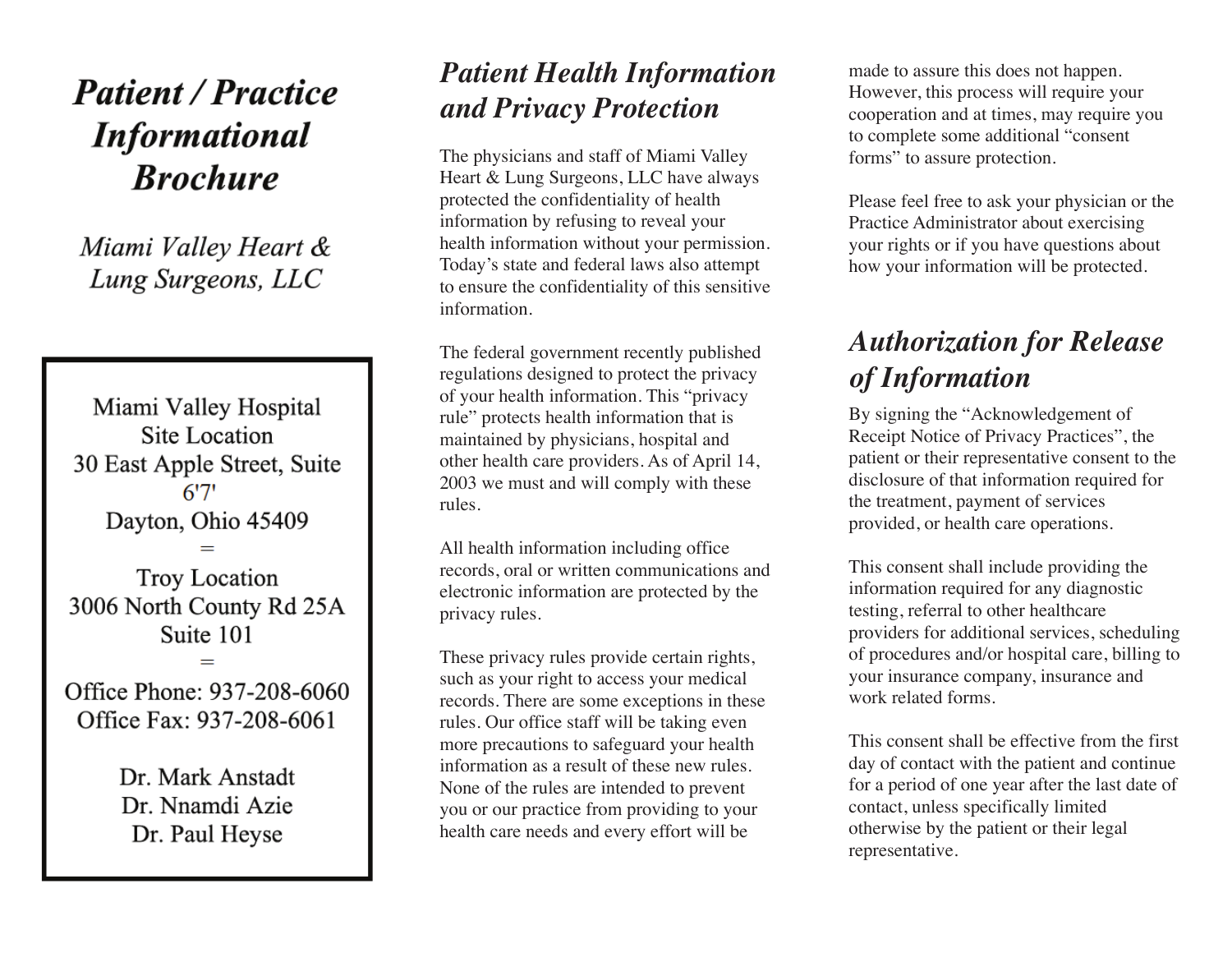# *Patient / Practice Informational Brochure*

*Miami Valley Heart & Lung Surgeons, LLC*

Miami Valley Hospital
Site Location
30 East Apple Street, Suite 6'7'
Dayton, Ohio 45409

=

Troy Location
3006 North County Rd 25A
Suite 101

=

Office Phone: 937-208-6060
Office Fax: 937-208-6061

Dr. Mark Anstadt
Dr. Nnamdi Azie
Dr. Paul Heyse

## *Patient Health Information and Privacy Protection*

The physicians and staff of Miami Valley Heart & Lung Surgeons, LLC have always protected the confidentiality of health information by refusing to reveal your health information without your permission. Today's state and federal laws also attempt to ensure the confidentiality of this sensitive information.

The federal government recently published regulations designed to protect the privacy of your health information. This "privacy rule" protects health information that is maintained by physicians, hospital and other health care providers. As of April 14, 2003 we must and will comply with these rules.

All health information including office records, oral or written communications and electronic information are protected by the privacy rules.

These privacy rules provide certain rights, such as your right to access your medical records. There are some exceptions in these rules. Our office staff will be taking even more precautions to safeguard your health information as a result of these new rules. None of the rules are intended to prevent you or our practice from providing to your health care needs and every effort will be made to assure this does not happen. However, this process will require your cooperation and at times, may require you to complete some additional "consent forms" to assure protection.

Please feel free to ask your physician or the Practice Administrator about exercising your rights or if you have questions about how your information will be protected.

## *Authorization for Release of Information*

By signing the "Acknowledgement of Receipt Notice of Privacy Practices", the patient or their representative consent to the disclosure of that information required for the treatment, payment of services provided, or health care operations.

This consent shall include providing the information required for any diagnostic testing, referral to other healthcare providers for additional services, scheduling of procedures and/or hospital care, billing to your insurance company, insurance and work related forms.

This consent shall be effective from the first day of contact with the patient and continue for a period of one year after the last date of contact, unless specifically limited otherwise by the patient or their legal representative.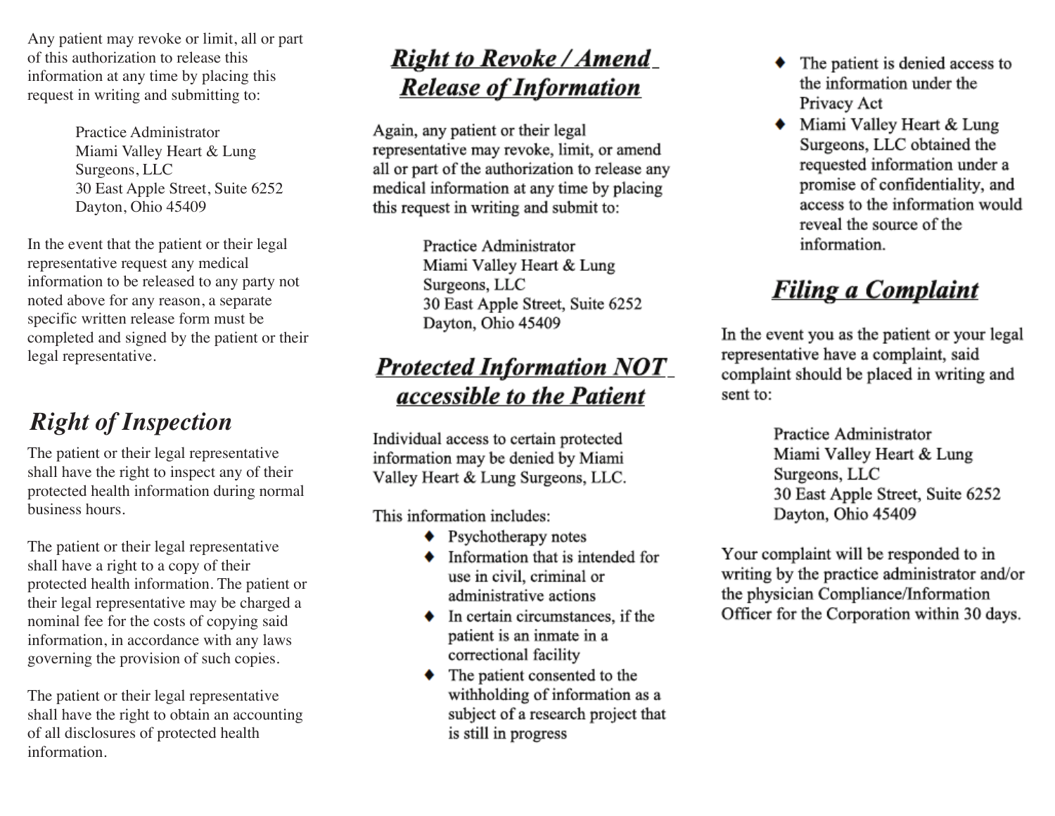Any patient may revoke or limit, all or part of this authorization to release this information at any time by placing this request in writing and submitting to:

Practice Administrator
Miami Valley Heart & Lung Surgeons, LLC
30 East Apple Street, Suite 6252
Dayton, Ohio 45409

In the event that the patient or their legal representative request any medical information to be released to any party not noted above for any reason, a separate specific written release form must be completed and signed by the patient or their legal representative.

## *Right of Inspection*

The patient or their legal representative shall have the right to inspect any of their protected health information during normal business hours.

The patient or their legal representative shall have a right to a copy of their protected health information. The patient or their legal representative may be charged a nominal fee for the costs of copying said information, in accordance with any laws governing the provision of such copies.

The patient or their legal representative shall have the right to obtain an accounting of all disclosures of protected health information.

## ***Right to Revoke / Amend Release of Information***

Again, any patient or their legal representative may revoke, limit, or amend all or part of the authorization to release any medical information at any time by placing this request in writing and submit to:

Practice Administrator
Miami Valley Heart & Lung Surgeons, LLC
30 East Apple Street, Suite 6252
Dayton, Ohio 45409

## ***Protected Information NOT accessible to the Patient***

Individual access to certain protected information may be denied by Miami Valley Heart & Lung Surgeons, LLC.

This information includes:

- Psychotherapy notes
- Information that is intended for use in civil, criminal or administrative actions
- In certain circumstances, if the patient is an inmate in a correctional facility
- The patient consented to the withholding of information as a subject of a research project that is still in progress
- The patient is denied access to the information under the Privacy Act
- Miami Valley Heart & Lung Surgeons, LLC obtained the requested information under a promise of confidentiality, and access to the information would reveal the source of the information.

## ***Filing a Complaint***

In the event you as the patient or your legal representative have a complaint, said complaint should be placed in writing and sent to:

Practice Administrator
Miami Valley Heart & Lung Surgeons, LLC
30 East Apple Street, Suite 6252
Dayton, Ohio 45409

Your complaint will be responded to in writing by the practice administrator and/or the physician Compliance/Information Officer for the Corporation within 30 days.